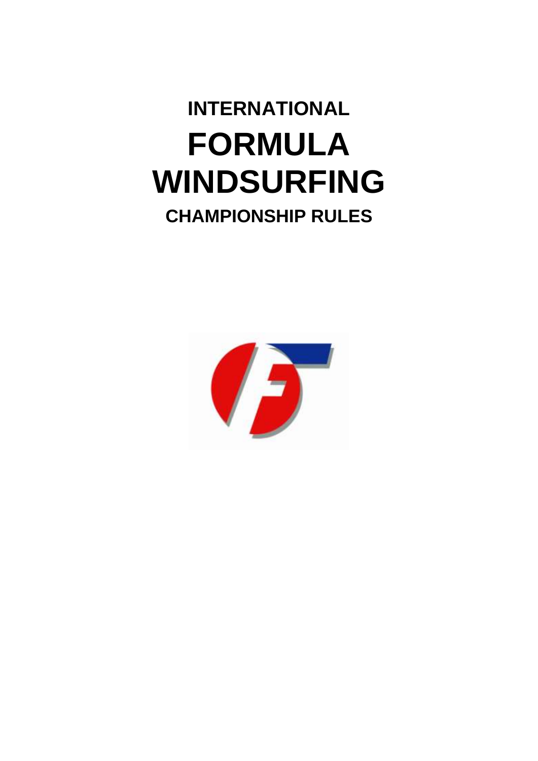# INTERNATIONAL

# FORMULA WINDSURFING

## CHAMPIONSHIP RULES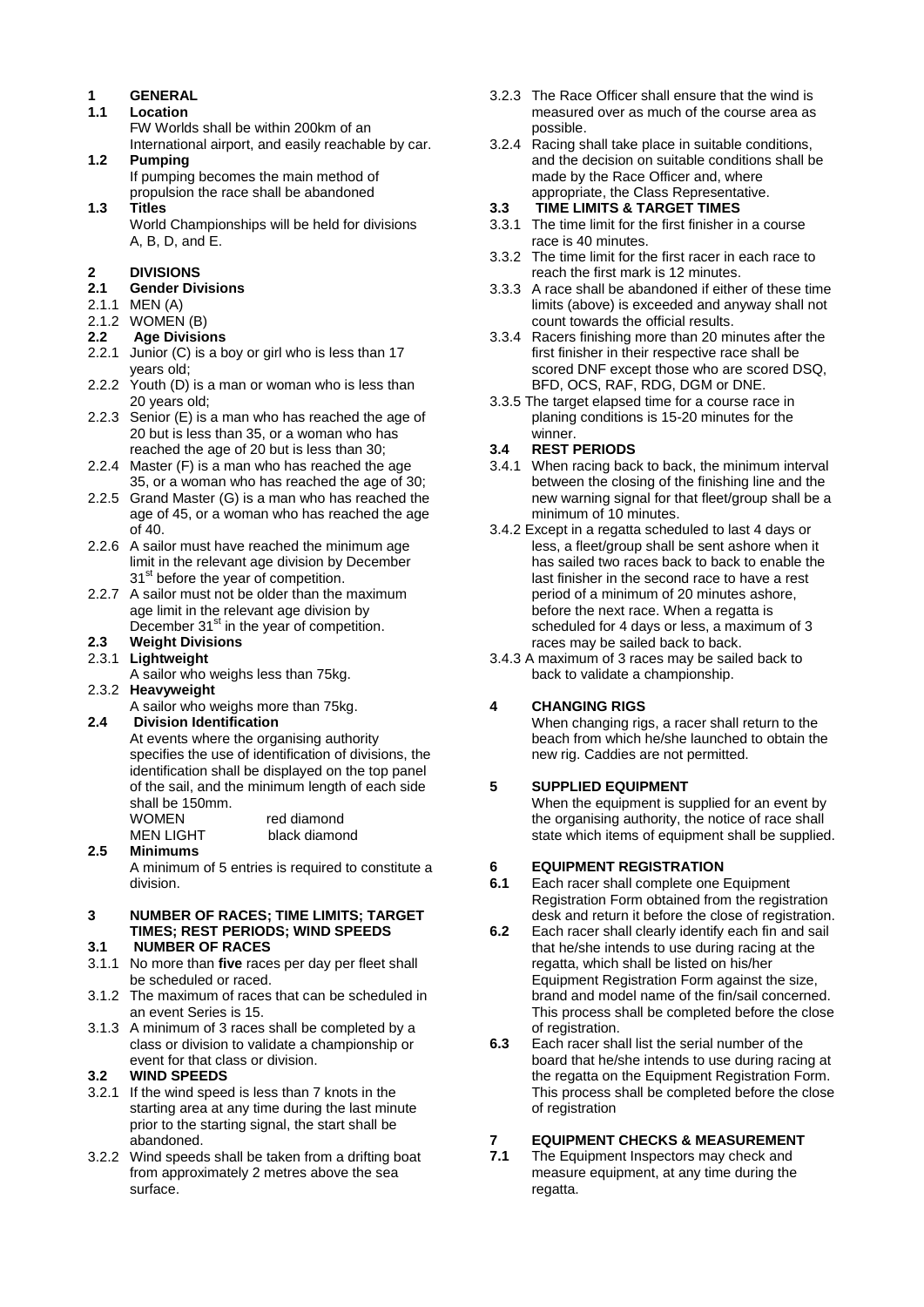## 1 GENERAL

### 1.1 Location

FW Worlds shall be within 200km of an International airport, and easily reachable by car.

### 1.2 Pumping

If pumping becomes the main method of propulsion the race shall be abandoned

### 1.3 Titles

World Championships will be held for divisions A, B, D, and E.

## 2 DIVISIONS

### 2.1 Gender Divisions

2.1.1 MEN (A)

2.1.2 WOMEN (B)

### 2.2 Age Divisions

2.2.1 Junior (C) is a boy or girl who is less than 17 years old;

2.2.2 Youth (D) is a man or woman who is less than 20 years old;

2.2.3 Senior (E) is a man who has reached the age of 20 but is less than 35, or a woman who has reached the age of 20 but is less than 30;

2.2.4 Master (F) is a man who has reached the age 35, or a woman who has reached the age of 30;

2.2.5 Grand Master (G) is a man who has reached the age of 45, or a woman who has reached the age of 40.

2.2.6 A sailor must have reached the minimum age limit in the relevant age division by December 31st before the year of competition.

2.2.7 A sailor must not be older than the maximum age limit in the relevant age division by December 31st in the year of competition.

### 2.3 Weight Divisions

2.3.1 **Lightweight**

A sailor who weighs less than 75kg.

2.3.2 **Heavyweight**

A sailor who weighs more than 75kg.

### 2.4 Division Identification

At events where the organising authority specifies the use of identification of divisions, the identification shall be displayed on the top panel of the sail, and the minimum length of each side shall be 150mm.

| | |
|---|---|
| WOMEN | red diamond |
| MEN LIGHT | black diamond |

### 2.5 Minimums

A minimum of 5 entries is required to constitute a division.

## 3 NUMBER OF RACES; TIME LIMITS; TARGET TIMES; REST PERIODS; WIND SPEEDS

### 3.1 NUMBER OF RACES

3.1.1 No more than **five** races per day per fleet shall be scheduled or raced.

3.1.2 The maximum of races that can be scheduled in an event Series is 15.

3.1.3 A minimum of 3 races shall be completed by a class or division to validate a championship or event for that class or division.

### 3.2 WIND SPEEDS

3.2.1 If the wind speed is less than 7 knots in the starting area at any time during the last minute prior to the starting signal, the start shall be abandoned.

3.2.2 Wind speeds shall be taken from a drifting boat from approximately 2 metres above the sea surface.

3.2.3 The Race Officer shall ensure that the wind is measured over as much of the course area as possible.

3.2.4 Racing shall take place in suitable conditions, and the decision on suitable conditions shall be made by the Race Officer and, where appropriate, the Class Representative.

### 3.3 TIME LIMITS & TARGET TIMES

3.3.1 The time limit for the first finisher in a course race is 40 minutes.

3.3.2 The time limit for the first racer in each race to reach the first mark is 12 minutes.

3.3.3 A race shall be abandoned if either of these time limits (above) is exceeded and anyway shall not count towards the official results.

3.3.4 Racers finishing more than 20 minutes after the first finisher in their respective race shall be scored DNF except those who are scored DSQ, BFD, OCS, RAF, RDG, DGM or DNE.

3.3.5 The target elapsed time for a course race in planing conditions is 15-20 minutes for the winner.

### 3.4 REST PERIODS

3.4.1 When racing back to back, the minimum interval between the closing of the finishing line and the new warning signal for that fleet/group shall be a minimum of 10 minutes.

3.4.2 Except in a regatta scheduled to last 4 days or less, a fleet/group shall be sent ashore when it has sailed two races back to back to enable the last finisher in the second race to have a rest period of a minimum of 20 minutes ashore, before the next race. When a regatta is scheduled for 4 days or less, a maximum of 3 races may be sailed back to back.

3.4.3 A maximum of 3 races may be sailed back to back to validate a championship.

## 4 CHANGING RIGS

When changing rigs, a racer shall return to the beach from which he/she launched to obtain the new rig. Caddies are not permitted.

## 5 SUPPLIED EQUIPMENT

When the equipment is supplied for an event by the organising authority, the notice of race shall state which items of equipment shall be supplied.

## 6 EQUIPMENT REGISTRATION

**6.1** Each racer shall complete one Equipment Registration Form obtained from the registration desk and return it before the close of registration.

**6.2** Each racer shall clearly identify each fin and sail that he/she intends to use during racing at the regatta, which shall be listed on his/her Equipment Registration Form against the size, brand and model name of the fin/sail concerned. This process shall be completed before the close of registration.

**6.3** Each racer shall list the serial number of the board that he/she intends to use during racing at the regatta on the Equipment Registration Form. This process shall be completed before the close of registration

## 7 EQUIPMENT CHECKS & MEASUREMENT

**7.1** The Equipment Inspectors may check and measure equipment, at any time during the regatta.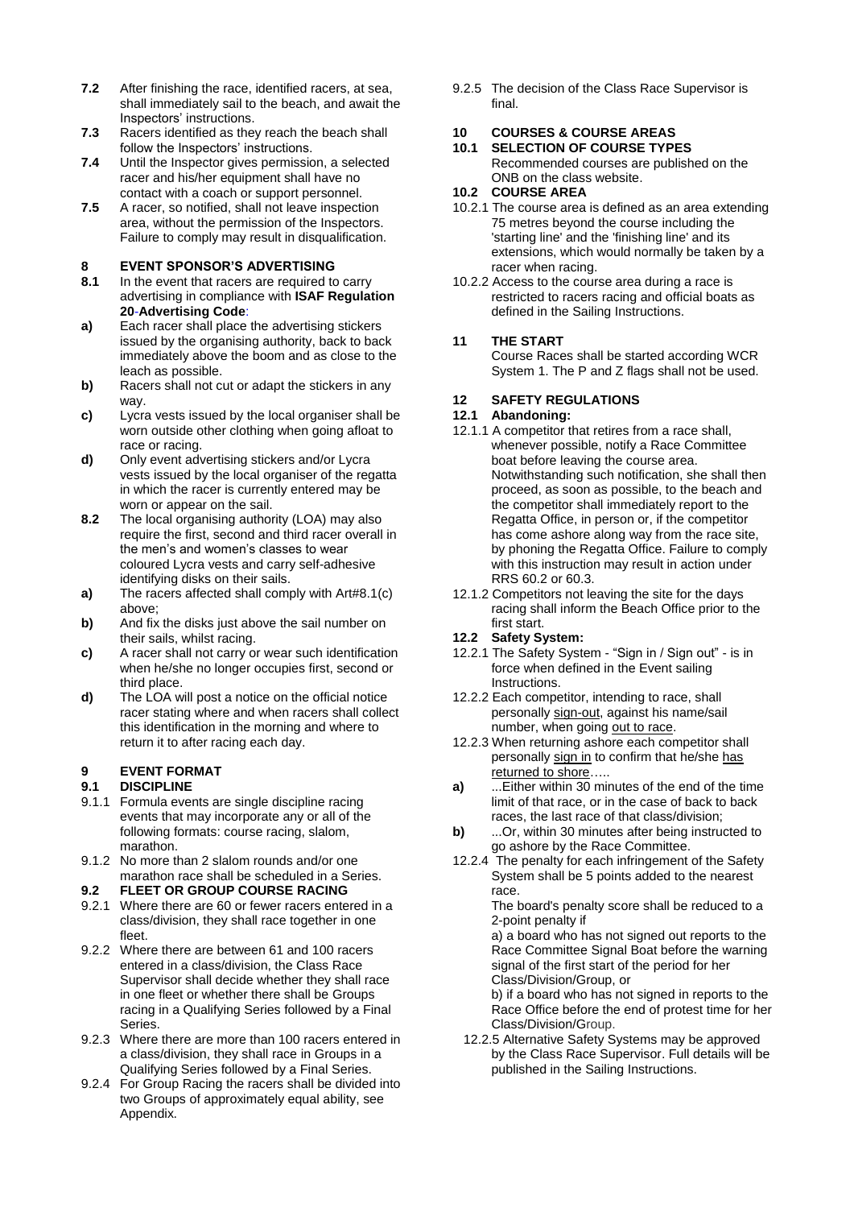**7.2** After finishing the race, identified racers, at sea, shall immediately sail to the beach, and await the Inspectors' instructions.

**7.3** Racers identified as they reach the beach shall follow the Inspectors' instructions.

**7.4** Until the Inspector gives permission, a selected racer and his/her equipment shall have no contact with a coach or support personnel.

**7.5** A racer, so notified, shall not leave inspection area, without the permission of the Inspectors. Failure to comply may result in disqualification.

## 8 EVENT SPONSOR'S ADVERTISING

**8.1** In the event that racers are required to carry advertising in compliance with **ISAF Regulation 20**-**Advertising Code**:

**a)** Each racer shall place the advertising stickers issued by the organising authority, back to back immediately above the boom and as close to the leach as possible.

**b)** Racers shall not cut or adapt the stickers in any way.

**c)** Lycra vests issued by the local organiser shall be worn outside other clothing when going afloat to race or racing.

**d)** Only event advertising stickers and/or Lycra vests issued by the local organiser of the regatta in which the racer is currently entered may be worn or appear on the sail.

**8.2** The local organising authority (LOA) may also require the first, second and third racer overall in the men's and women's classes to wear coloured Lycra vests and carry self-adhesive identifying disks on their sails.

**a)** The racers affected shall comply with Art#8.1(c) above;

**b)** And fix the disks just above the sail number on their sails, whilst racing.

**c)** A racer shall not carry or wear such identification when he/she no longer occupies first, second or third place.

**d)** The LOA will post a notice on the official notice racer stating where and when racers shall collect this identification in the morning and where to return it to after racing each day.

## 9 EVENT FORMAT

### 9.1 DISCIPLINE

9.1.1 Formula events are single discipline racing events that may incorporate any or all of the following formats: course racing, slalom, marathon.

9.1.2 No more than 2 slalom rounds and/or one marathon race shall be scheduled in a Series.

### 9.2 FLEET OR GROUP COURSE RACING

9.2.1 Where there are 60 or fewer racers entered in a class/division, they shall race together in one fleet.

9.2.2 Where there are between 61 and 100 racers entered in a class/division, the Class Race Supervisor shall decide whether they shall race in one fleet or whether there shall be Groups racing in a Qualifying Series followed by a Final Series.

9.2.3 Where there are more than 100 racers entered in a class/division, they shall race in Groups in a Qualifying Series followed by a Final Series.

9.2.4 For Group Racing the racers shall be divided into two Groups of approximately equal ability, see Appendix.

9.2.5 The decision of the Class Race Supervisor is final.

## 10 COURSES & COURSE AREAS

### 10.1 SELECTION OF COURSE TYPES

Recommended courses are published on the ONB on the class website.

### 10.2 COURSE AREA

10.2.1 The course area is defined as an area extending 75 metres beyond the course including the 'starting line' and the 'finishing line' and its extensions, which would normally be taken by a racer when racing.

10.2.2 Access to the course area during a race is restricted to racers racing and official boats as defined in the Sailing Instructions.

## 11 THE START

Course Races shall be started according WCR System 1. The P and Z flags shall not be used.

## 12 SAFETY REGULATIONS

### 12.1 Abandoning:

12.1.1 A competitor that retires from a race shall, whenever possible, notify a Race Committee boat before leaving the course area. Notwithstanding such notification, she shall then proceed, as soon as possible, to the beach and the competitor shall immediately report to the Regatta Office, in person or, if the competitor has come ashore along way from the race site, by phoning the Regatta Office. Failure to comply with this instruction may result in action under RRS 60.2 or 60.3.

12.1.2 Competitors not leaving the site for the days racing shall inform the Beach Office prior to the first start.

### 12.2 Safety System:

12.2.1 The Safety System - "Sign in / Sign out" - is in force when defined in the Event sailing Instructions.

12.2.2 Each competitor, intending to race, shall personally sign-out, against his name/sail number, when going out to race.

12.2.3 When returning ashore each competitor shall personally sign in to confirm that he/she has returned to shore…..

**a)** ...Either within 30 minutes of the end of the time limit of that race, or in the case of back to back races, the last race of that class/division;

**b)** ...Or, within 30 minutes after being instructed to go ashore by the Race Committee.

12.2.4 The penalty for each infringement of the Safety System shall be 5 points added to the nearest race.

The board's penalty score shall be reduced to a 2-point penalty if

a) a board who has not signed out reports to the Race Committee Signal Boat before the warning signal of the first start of the period for her Class/Division/Group, or

b) if a board who has not signed in reports to the Race Office before the end of protest time for her Class/Division/Group.

12.2.5 Alternative Safety Systems may be approved by the Class Race Supervisor. Full details will be published in the Sailing Instructions.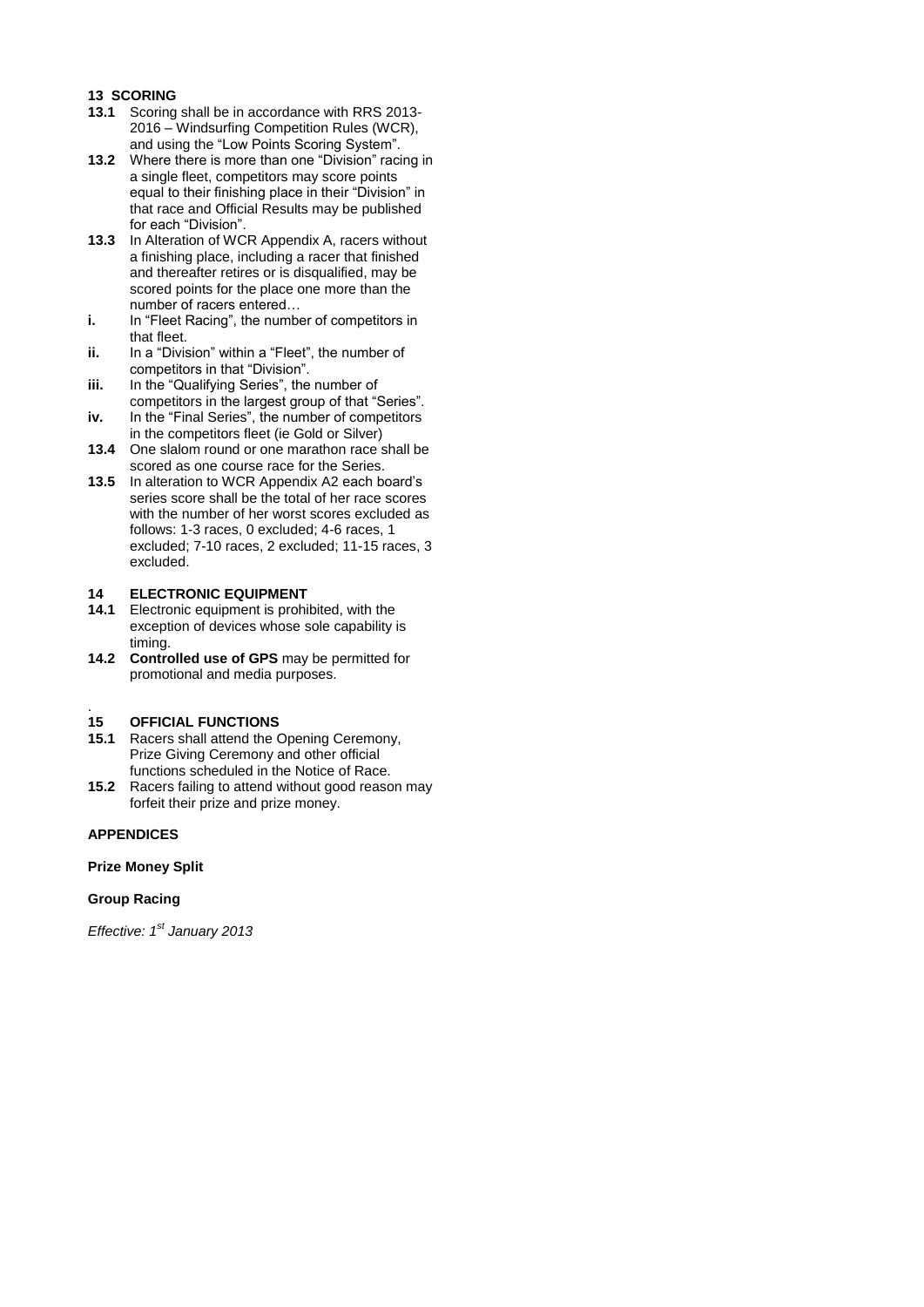## 13 SCORING

**13.1** Scoring shall be in accordance with RRS 2013-2016 – Windsurfing Competition Rules (WCR), and using the "Low Points Scoring System".

**13.2** Where there is more than one "Division" racing in a single fleet, competitors may score points equal to their finishing place in their "Division" in that race and Official Results may be published for each "Division".

**13.3** In Alteration of WCR Appendix A, racers without a finishing place, including a racer that finished and thereafter retires or is disqualified, may be scored points for the place one more than the number of racers entered…

**i.** In "Fleet Racing", the number of competitors in that fleet.

**ii.** In a "Division" within a "Fleet", the number of competitors in that "Division".

**iii.** In the "Qualifying Series", the number of competitors in the largest group of that "Series".

**iv.** In the "Final Series", the number of competitors in the competitors fleet (ie Gold or Silver)

**13.4** One slalom round or one marathon race shall be scored as one course race for the Series.

**13.5** In alteration to WCR Appendix A2 each board's series score shall be the total of her race scores with the number of her worst scores excluded as follows: 1-3 races, 0 excluded; 4-6 races, 1 excluded; 7-10 races, 2 excluded; 11-15 races, 3 excluded.

## 14 ELECTRONIC EQUIPMENT

**14.1** Electronic equipment is prohibited, with the exception of devices whose sole capability is timing.

**14.2** **Controlled use of GPS** may be permitted for promotional and media purposes.

.

## 15 OFFICIAL FUNCTIONS

**15.1** Racers shall attend the Opening Ceremony, Prize Giving Ceremony and other official functions scheduled in the Notice of Race.

**15.2** Racers failing to attend without good reason may forfeit their prize and prize money.

**APPENDICES**

**Prize Money Split**

**Group Racing**

*Effective: 1st January 2013*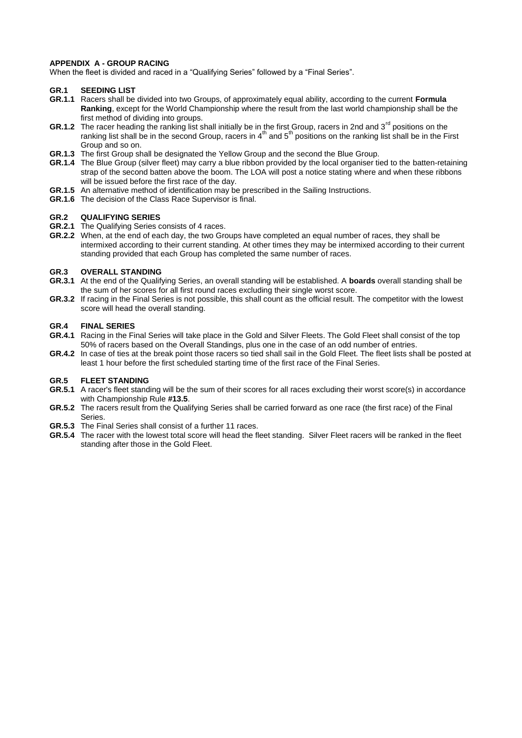**APPENDIX A - GROUP RACING**

When the fleet is divided and raced in a “Qualifying Series” followed by a “Final Series”.

**GR.1 SEEDING LIST**

**GR.1.1** Racers shall be divided into two Groups, of approximately equal ability, according to the current **Formula Ranking**, except for the World Championship where the result from the last world championship shall be the first method of dividing into groups.

**GR.1.2** The racer heading the ranking list shall initially be in the first Group, racers in 2nd and 3rd positions on the ranking list shall be in the second Group, racers in 4th and 5th positions on the ranking list shall be in the First Group and so on.

**GR.1.3** The first Group shall be designated the Yellow Group and the second the Blue Group.

**GR.1.4** The Blue Group (silver fleet) may carry a blue ribbon provided by the local organiser tied to the batten-retaining strap of the second batten above the boom. The LOA will post a notice stating where and when these ribbons will be issued before the first race of the day.

**GR.1.5** An alternative method of identification may be prescribed in the Sailing Instructions.

**GR.1.6** The decision of the Class Race Supervisor is final.

**GR.2 QUALIFYING SERIES**

**GR.2.1** The Qualifying Series consists of 4 races.

**GR.2.2** When, at the end of each day, the two Groups have completed an equal number of races, they shall be intermixed according to their current standing. At other times they may be intermixed according to their current standing provided that each Group has completed the same number of races.

**GR.3 OVERALL STANDING**

**GR.3.1** At the end of the Qualifying Series, an overall standing will be established. A **boards** overall standing shall be the sum of her scores for all first round races excluding their single worst score.

**GR.3.2** If racing in the Final Series is not possible, this shall count as the official result. The competitor with the lowest score will head the overall standing.

**GR.4 FINAL SERIES**

**GR.4.1** Racing in the Final Series will take place in the Gold and Silver Fleets. The Gold Fleet shall consist of the top 50% of racers based on the Overall Standings, plus one in the case of an odd number of entries.

**GR.4.2** In case of ties at the break point those racers so tied shall sail in the Gold Fleet. The fleet lists shall be posted at least 1 hour before the first scheduled starting time of the first race of the Final Series.

**GR.5 FLEET STANDING**

**GR.5.1** A racer's fleet standing will be the sum of their scores for all races excluding their worst score(s) in accordance with Championship Rule **#13.5**.

**GR.5.2** The racers result from the Qualifying Series shall be carried forward as one race (the first race) of the Final Series.

**GR.5.3** The Final Series shall consist of a further 11 races.

**GR.5.4** The racer with the lowest total score will head the fleet standing. Silver Fleet racers will be ranked in the fleet standing after those in the Gold Fleet.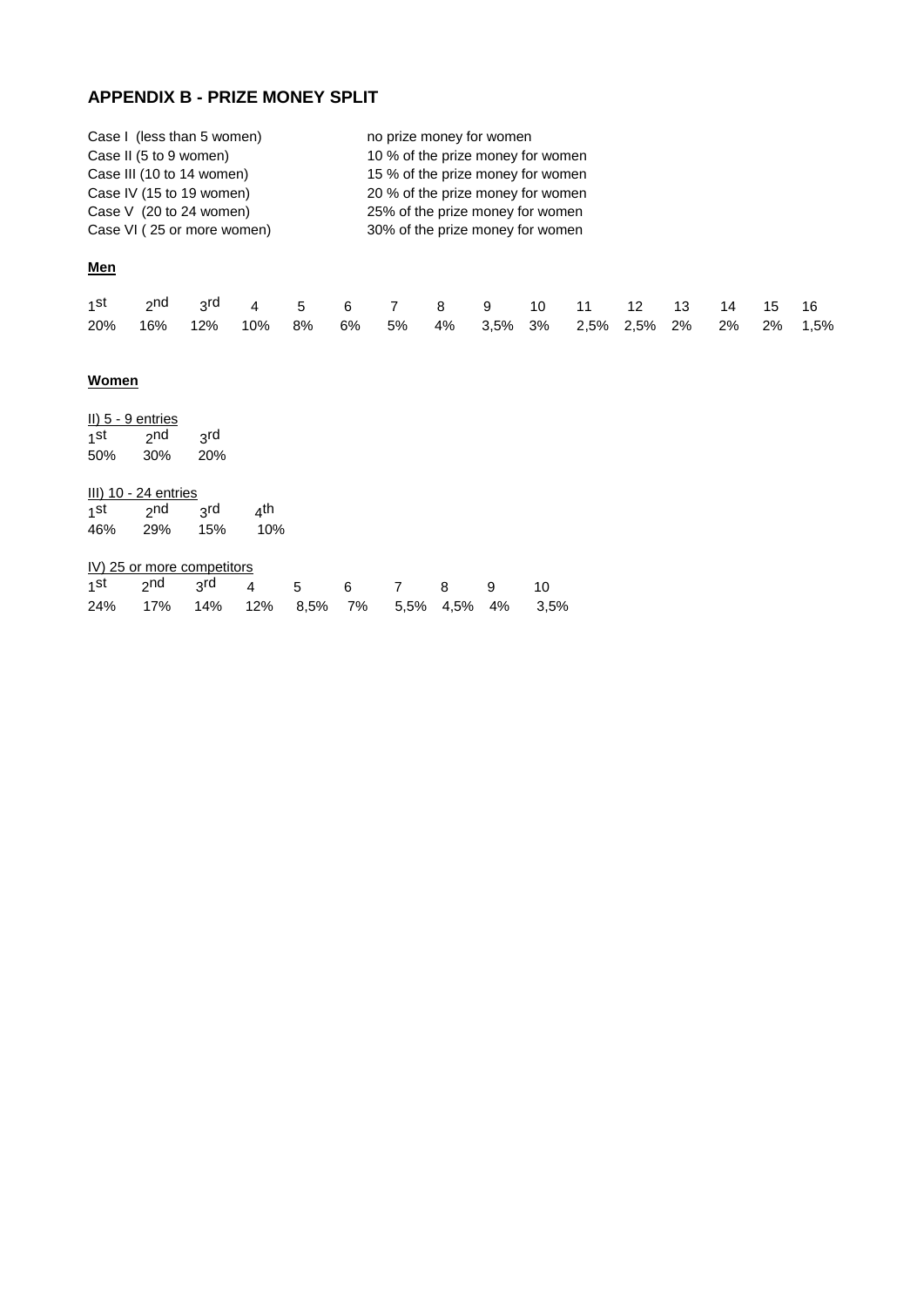## APPENDIX B - PRIZE MONEY SPLIT

| | |
|---|---|
| Case I (less than 5 women) | no prize money for women |
| Case II (5 to 9 women) | 10 % of the prize money for women |
| Case III (10 to 14 women) | 15 % of the prize money for women |
| Case IV (15 to 19 women) | 20 % of the prize money for women |
| Case V (20 to 24 women) | 25% of the prize money for women |
| Case VI ( 25 or more women) | 30% of the prize money for women |

**Men**

| 1st | 2nd | 3rd | 4 | 5 | 6 | 7 | 8 | 9 | 10 | 11 | 12 | 13 | 14 | 15 | 16 |
|---|---|---|---|---|---|---|---|---|---|---|---|---|---|---|---|
| 20% | 16% | 12% | 10% | 8% | 6% | 5% | 4% | 3,5% | 3% | 2,5% | 2,5% | 2% | 2% | 2% | 1,5% |

**Women**

II) 5 - 9 entries

| 1st | 2nd | 3rd |
|---|---|---|
| 50% | 30% | 20% |

III) 10 - 24 entries

| 1st | 2nd | 3rd | 4th |
|---|---|---|---|
| 46% | 29% | 15% | 10% |

IV) 25 or more competitors

| 1st | 2nd | 3rd | 4 | 5 | 6 | 7 | 8 | 9 | 10 |
|---|---|---|---|---|---|---|---|---|---|
| 24% | 17% | 14% | 12% | 8,5% | 7% | 5,5% | 4,5% | 4% | 3,5% |